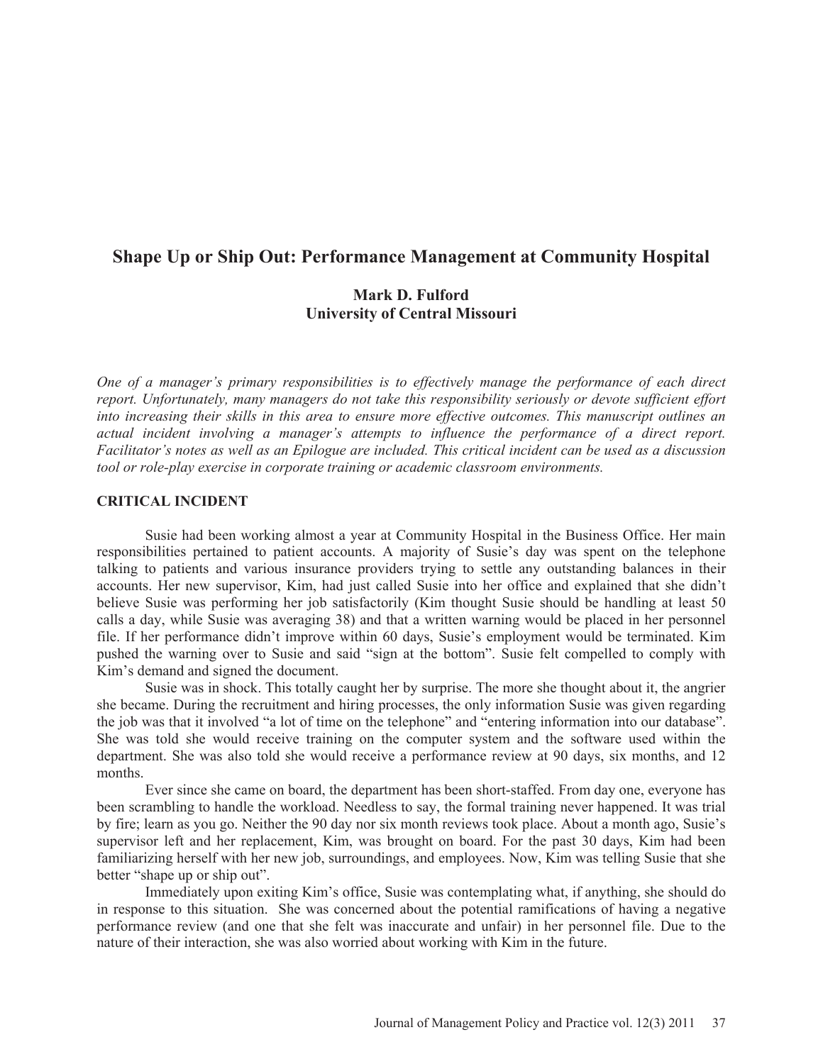# Shape Up or Ship Out: Performance Management at Community Hospital

**Mark D. Fulford**
**University of Central Missouri**

*One of a manager's primary responsibilities is to effectively manage the performance of each direct report. Unfortunately, many managers do not take this responsibility seriously or devote sufficient effort into increasing their skills in this area to ensure more effective outcomes. This manuscript outlines an actual incident involving a manager's attempts to influence the performance of a direct report. Facilitator's notes as well as an Epilogue are included. This critical incident can be used as a discussion tool or role-play exercise in corporate training or academic classroom environments.*

## CRITICAL INCIDENT

Susie had been working almost a year at Community Hospital in the Business Office. Her main responsibilities pertained to patient accounts. A majority of Susie's day was spent on the telephone talking to patients and various insurance providers trying to settle any outstanding balances in their accounts. Her new supervisor, Kim, had just called Susie into her office and explained that she didn't believe Susie was performing her job satisfactorily (Kim thought Susie should be handling at least 50 calls a day, while Susie was averaging 38) and that a written warning would be placed in her personnel file. If her performance didn't improve within 60 days, Susie's employment would be terminated. Kim pushed the warning over to Susie and said "sign at the bottom". Susie felt compelled to comply with Kim's demand and signed the document.

Susie was in shock. This totally caught her by surprise. The more she thought about it, the angrier she became. During the recruitment and hiring processes, the only information Susie was given regarding the job was that it involved "a lot of time on the telephone" and "entering information into our database". She was told she would receive training on the computer system and the software used within the department. She was also told she would receive a performance review at 90 days, six months, and 12 months.

Ever since she came on board, the department has been short-staffed. From day one, everyone has been scrambling to handle the workload. Needless to say, the formal training never happened. It was trial by fire; learn as you go. Neither the 90 day nor six month reviews took place. About a month ago, Susie's supervisor left and her replacement, Kim, was brought on board. For the past 30 days, Kim had been familiarizing herself with her new job, surroundings, and employees. Now, Kim was telling Susie that she better "shape up or ship out".

Immediately upon exiting Kim's office, Susie was contemplating what, if anything, she should do in response to this situation. She was concerned about the potential ramifications of having a negative performance review (and one that she felt was inaccurate and unfair) in her personnel file. Due to the nature of their interaction, she was also worried about working with Kim in the future.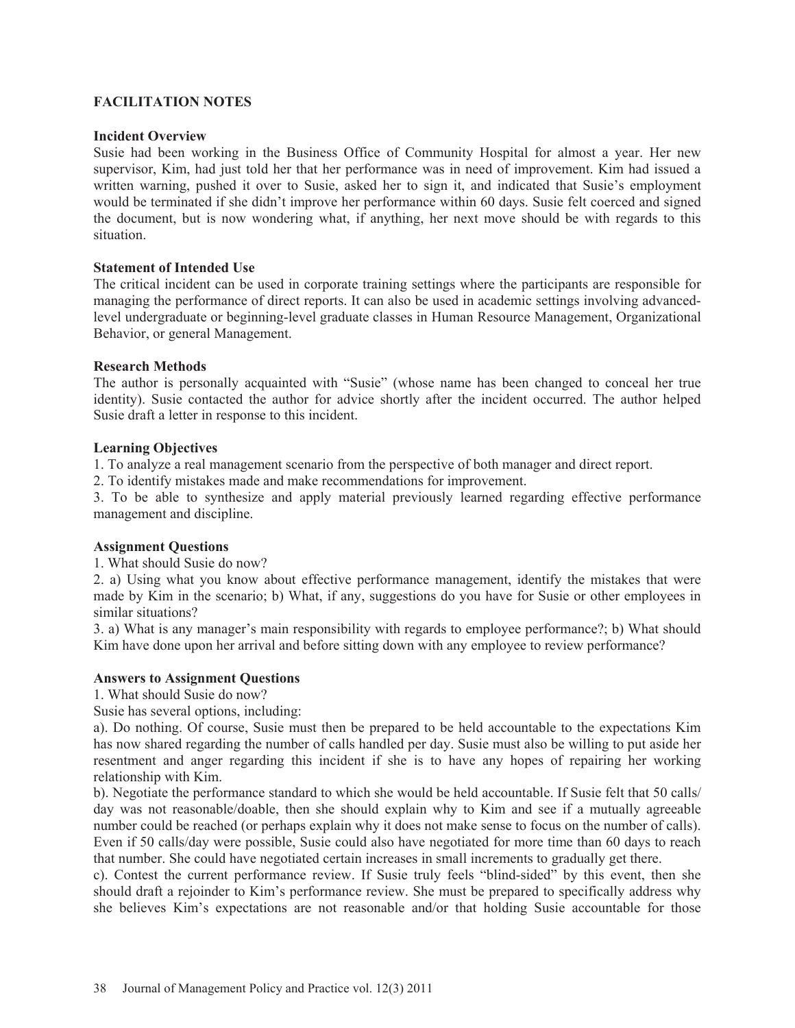### FACILITATION NOTES

**Incident Overview**

Susie had been working in the Business Office of Community Hospital for almost a year. Her new supervisor, Kim, had just told her that her performance was in need of improvement. Kim had issued a written warning, pushed it over to Susie, asked her to sign it, and indicated that Susie's employment would be terminated if she didn't improve her performance within 60 days. Susie felt coerced and signed the document, but is now wondering what, if anything, her next move should be with regards to this situation.

**Statement of Intended Use**

The critical incident can be used in corporate training settings where the participants are responsible for managing the performance of direct reports. It can also be used in academic settings involving advanced-level undergraduate or beginning-level graduate classes in Human Resource Management, Organizational Behavior, or general Management.

**Research Methods**

The author is personally acquainted with "Susie" (whose name has been changed to conceal her true identity). Susie contacted the author for advice shortly after the incident occurred. The author helped Susie draft a letter in response to this incident.

**Learning Objectives**

1. To analyze a real management scenario from the perspective of both manager and direct report.
2. To identify mistakes made and make recommendations for improvement.
3. To be able to synthesize and apply material previously learned regarding effective performance management and discipline.

**Assignment Questions**

1. What should Susie do now?
2. a) Using what you know about effective performance management, identify the mistakes that were made by Kim in the scenario; b) What, if any, suggestions do you have for Susie or other employees in similar situations?
3. a) What is any manager's main responsibility with regards to employee performance?; b) What should Kim have done upon her arrival and before sitting down with any employee to review performance?

**Answers to Assignment Questions**

1. What should Susie do now?

Susie has several options, including:

a). Do nothing. Of course, Susie must then be prepared to be held accountable to the expectations Kim has now shared regarding the number of calls handled per day. Susie must also be willing to put aside her resentment and anger regarding this incident if she is to have any hopes of repairing her working relationship with Kim.

b). Negotiate the performance standard to which she would be held accountable. If Susie felt that 50 calls/day was not reasonable/doable, then she should explain why to Kim and see if a mutually agreeable number could be reached (or perhaps explain why it does not make sense to focus on the number of calls). Even if 50 calls/day were possible, Susie could also have negotiated for more time than 60 days to reach that number. She could have negotiated certain increases in small increments to gradually get there.

c). Contest the current performance review. If Susie truly feels "blind-sided" by this event, then she should draft a rejoinder to Kim's performance review. She must be prepared to specifically address why she believes Kim's expectations are not reasonable and/or that holding Susie accountable for those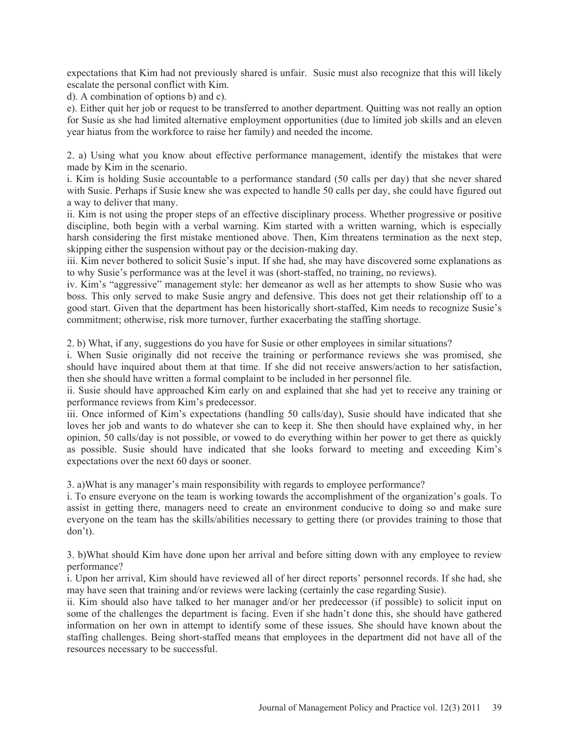expectations that Kim had not previously shared is unfair. Susie must also recognize that this will likely escalate the personal conflict with Kim.

d). A combination of options b) and c).

e). Either quit her job or request to be transferred to another department. Quitting was not really an option for Susie as she had limited alternative employment opportunities (due to limited job skills and an eleven year hiatus from the workforce to raise her family) and needed the income.

2. a) Using what you know about effective performance management, identify the mistakes that were made by Kim in the scenario.

i. Kim is holding Susie accountable to a performance standard (50 calls per day) that she never shared with Susie. Perhaps if Susie knew she was expected to handle 50 calls per day, she could have figured out a way to deliver that many.

ii. Kim is not using the proper steps of an effective disciplinary process. Whether progressive or positive discipline, both begin with a verbal warning. Kim started with a written warning, which is especially harsh considering the first mistake mentioned above. Then, Kim threatens termination as the next step, skipping either the suspension without pay or the decision-making day.

iii. Kim never bothered to solicit Susie's input. If she had, she may have discovered some explanations as to why Susie's performance was at the level it was (short-staffed, no training, no reviews).

iv. Kim's "aggressive" management style: her demeanor as well as her attempts to show Susie who was boss. This only served to make Susie angry and defensive. This does not get their relationship off to a good start. Given that the department has been historically short-staffed, Kim needs to recognize Susie's commitment; otherwise, risk more turnover, further exacerbating the staffing shortage.

2. b) What, if any, suggestions do you have for Susie or other employees in similar situations?

i. When Susie originally did not receive the training or performance reviews she was promised, she should have inquired about them at that time. If she did not receive answers/action to her satisfaction, then she should have written a formal complaint to be included in her personnel file.

ii. Susie should have approached Kim early on and explained that she had yet to receive any training or performance reviews from Kim's predecessor.

iii. Once informed of Kim's expectations (handling 50 calls/day), Susie should have indicated that she loves her job and wants to do whatever she can to keep it. She then should have explained why, in her opinion, 50 calls/day is not possible, or vowed to do everything within her power to get there as quickly as possible. Susie should have indicated that she looks forward to meeting and exceeding Kim's expectations over the next 60 days or sooner.

3. a)What is any manager's main responsibility with regards to employee performance?

i. To ensure everyone on the team is working towards the accomplishment of the organization's goals. To assist in getting there, managers need to create an environment conducive to doing so and make sure everyone on the team has the skills/abilities necessary to getting there (or provides training to those that don't).

3. b)What should Kim have done upon her arrival and before sitting down with any employee to review performance?

i. Upon her arrival, Kim should have reviewed all of her direct reports' personnel records. If she had, she may have seen that training and/or reviews were lacking (certainly the case regarding Susie).

ii. Kim should also have talked to her manager and/or her predecessor (if possible) to solicit input on some of the challenges the department is facing. Even if she hadn't done this, she should have gathered information on her own in attempt to identify some of these issues. She should have known about the staffing challenges. Being short-staffed means that employees in the department did not have all of the resources necessary to be successful.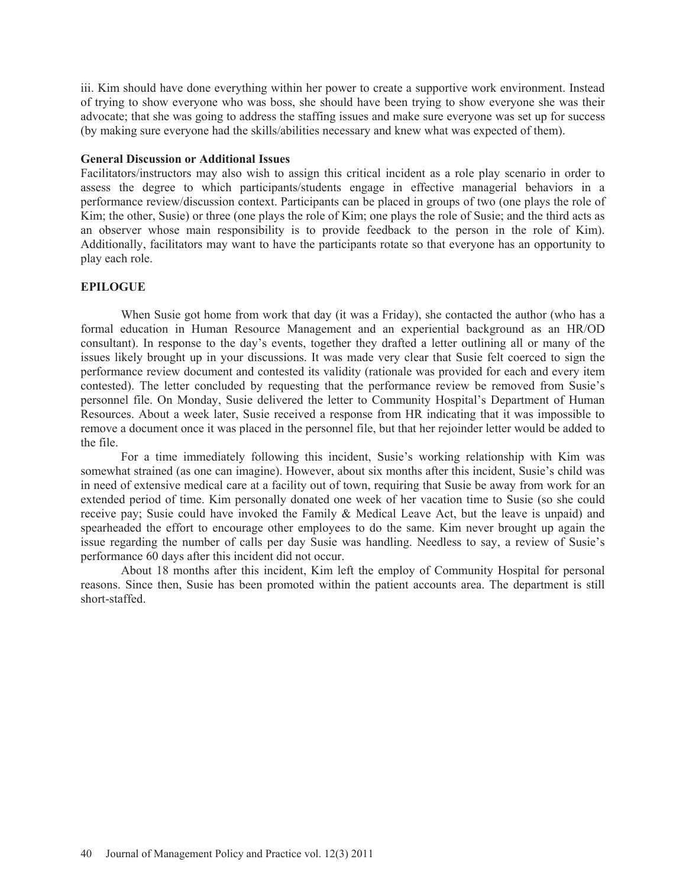iii. Kim should have done everything within her power to create a supportive work environment. Instead of trying to show everyone who was boss, she should have been trying to show everyone she was their advocate; that she was going to address the staffing issues and make sure everyone was set up for success (by making sure everyone had the skills/abilities necessary and knew what was expected of them).

**General Discussion or Additional Issues**

Facilitators/instructors may also wish to assign this critical incident as a role play scenario in order to assess the degree to which participants/students engage in effective managerial behaviors in a performance review/discussion context. Participants can be placed in groups of two (one plays the role of Kim; the other, Susie) or three (one plays the role of Kim; one plays the role of Susie; and the third acts as an observer whose main responsibility is to provide feedback to the person in the role of Kim). Additionally, facilitators may want to have the participants rotate so that everyone has an opportunity to play each role.

## EPILOGUE

When Susie got home from work that day (it was a Friday), she contacted the author (who has a formal education in Human Resource Management and an experiential background as an HR/OD consultant). In response to the day's events, together they drafted a letter outlining all or many of the issues likely brought up in your discussions. It was made very clear that Susie felt coerced to sign the performance review document and contested its validity (rationale was provided for each and every item contested). The letter concluded by requesting that the performance review be removed from Susie's personnel file. On Monday, Susie delivered the letter to Community Hospital's Department of Human Resources. About a week later, Susie received a response from HR indicating that it was impossible to remove a document once it was placed in the personnel file, but that her rejoinder letter would be added to the file.

For a time immediately following this incident, Susie's working relationship with Kim was somewhat strained (as one can imagine). However, about six months after this incident, Susie's child was in need of extensive medical care at a facility out of town, requiring that Susie be away from work for an extended period of time. Kim personally donated one week of her vacation time to Susie (so she could receive pay; Susie could have invoked the Family & Medical Leave Act, but the leave is unpaid) and spearheaded the effort to encourage other employees to do the same. Kim never brought up again the issue regarding the number of calls per day Susie was handling. Needless to say, a review of Susie's performance 60 days after this incident did not occur.

About 18 months after this incident, Kim left the employ of Community Hospital for personal reasons. Since then, Susie has been promoted within the patient accounts area. The department is still short-staffed.